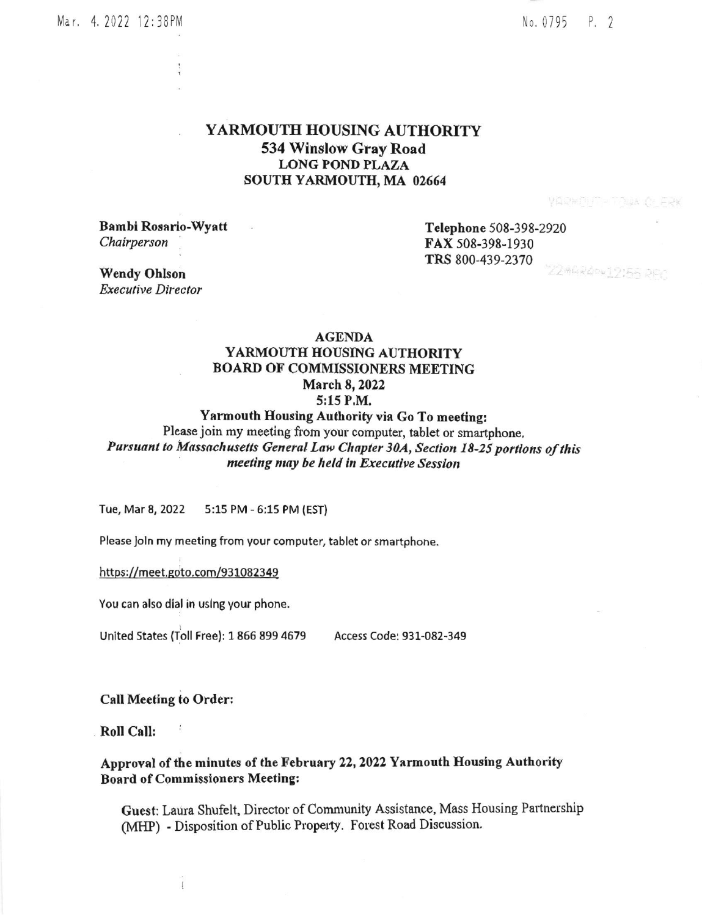# YARMOUTH HOUSING AUTHORITY
## 534 Winslow Gray Road
### LONG POND PLAZA
### SOUTH YARMOUTH, MA 02664

**Bambi Rosario-Wyatt**
*Chairperson*

**Wendy Ohlson**
*Executive Director*

**Telephone** 508-398-2920
**FAX** 508-398-1930
**TRS** 800-439-2370

## AGENDA
## YARMOUTH HOUSING AUTHORITY
## BOARD OF COMMISSIONERS MEETING
## March 8, 2022
## 5:15 P.M.

**Yarmouth Housing Authority via Go To meeting:**
Please join my meeting from your computer, tablet or smartphone.
***Pursuant to Massachusetts General Law Chapter 30A, Section 18-25 portions of this meeting may be held in Executive Session***

Tue, Mar 8, 2022 5:15 PM - 6:15 PM (EST)

Please join my meeting from your computer, tablet or smartphone.

https://meet.goto.com/931082349

You can also dial in using your phone.

United States (Toll Free): 1 866 899 4679 Access Code: 931-082-349

**Call Meeting to Order:**

**Roll Call:**

**Approval of the minutes of the February 22, 2022 Yarmouth Housing Authority Board of Commissioners Meeting:**

Guest: Laura Shufelt, Director of Community Assistance, Mass Housing Partnership (MHP) - Disposition of Public Property. Forest Road Discussion.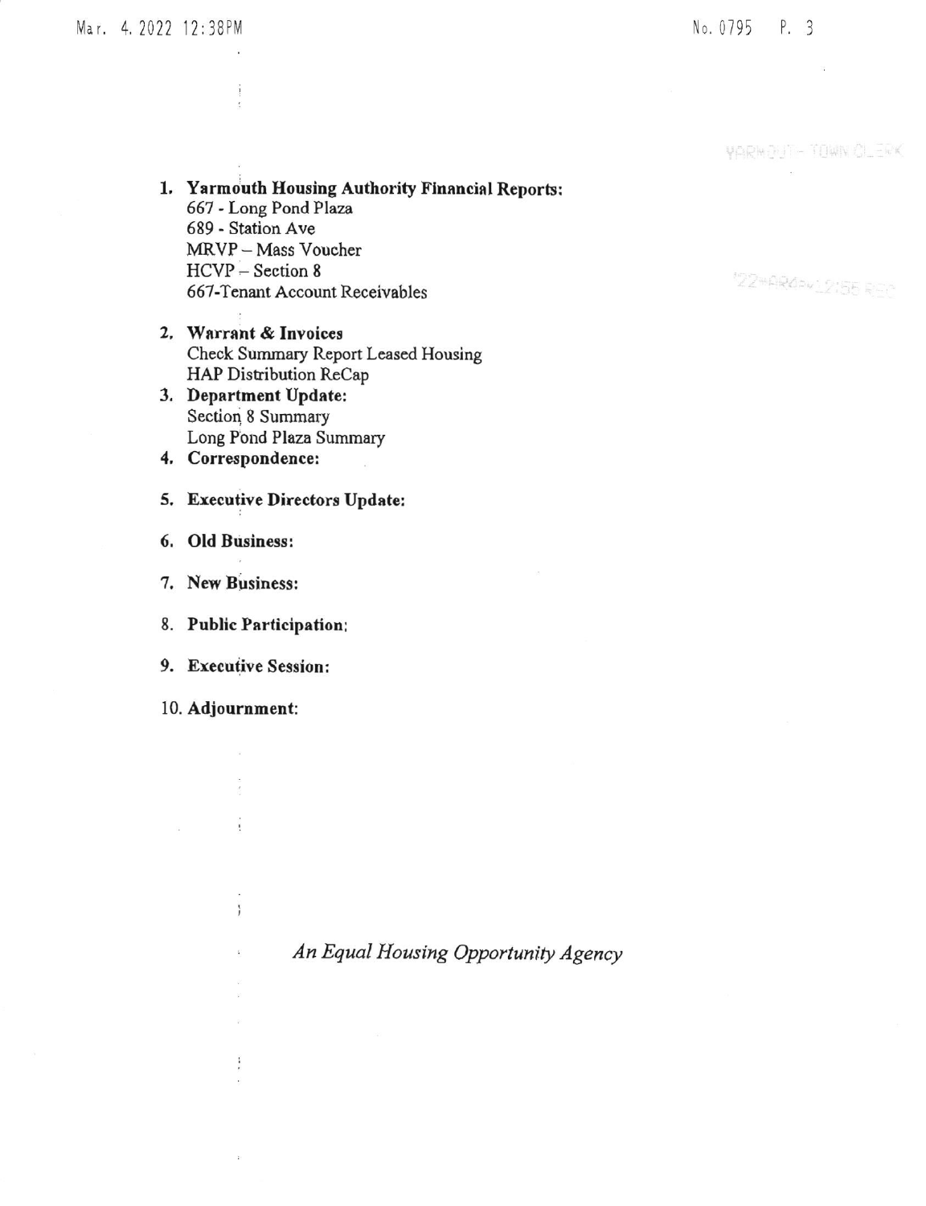1. **Yarmouth Housing Authority Financial Reports:**
   667 - Long Pond Plaza
   689 - Station Ave
   MRVP – Mass Voucher
   HCVP – Section 8
   667-Tenant Account Receivables

2. **Warrant & Invoices**
   Check Summary Report Leased Housing
   HAP Distribution ReCap
3. **Department Update:**
   Section 8 Summary
   Long Pond Plaza Summary
4. **Correspondence:**

5. **Executive Directors Update:**

6. **Old Business:**

7. **New Business:**

8. **Public Participation:**

9. **Executive Session:**

10. **Adjournment:**

*An Equal Housing Opportunity Agency*